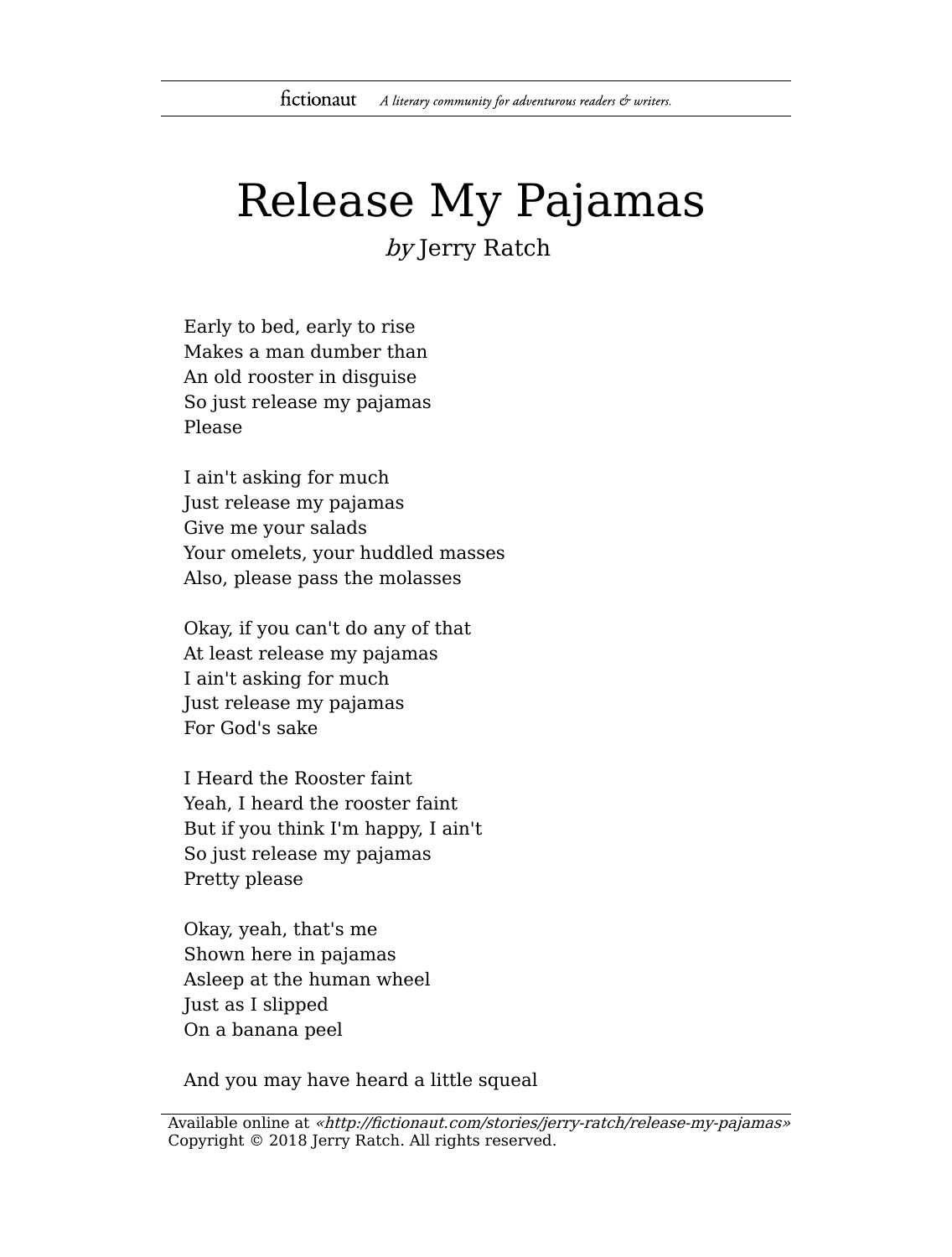# Release My Pajamas

*by* Jerry Ratch

Early to bed, early to rise  
Makes a man dumber than  
An old rooster in disguise  
So just release my pajamas  
Please

I ain't asking for much  
Just release my pajamas  
Give me your salads  
Your omelets, your huddled masses  
Also, please pass the molasses

Okay, if you can't do any of that  
At least release my pajamas  
I ain't asking for much  
Just release my pajamas  
For God's sake

I Heard the Rooster faint  
Yeah, I heard the rooster faint  
But if you think I'm happy, I ain't  
So just release my pajamas  
Pretty please

Okay, yeah, that's me  
Shown here in pajamas  
Asleep at the human wheel  
Just as I slipped  
On a banana peel

And you may have heard a little squeal

Available online at *«http://fictionaut.com/stories/jerry-ratch/release-my-pajamas»*  
Copyright © 2018 Jerry Ratch. All rights reserved.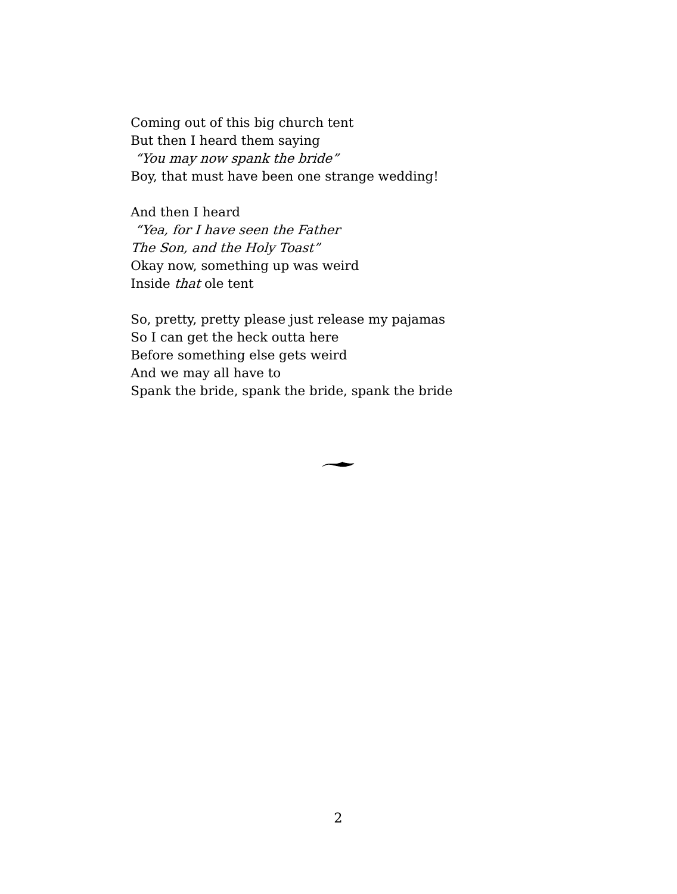Coming out of this big church tent  
But then I heard them saying  
*"You may now spank the bride"*  
Boy, that must have been one strange wedding!

And then I heard  
*"Yea, for I have seen the Father*  
*The Son, and the Holy Toast"*  
Okay now, something up was weird  
Inside *that* ole tent

So, pretty, pretty please just release my pajamas  
So I can get the heck outta here  
Before something else gets weird  
And we may all have to  
Spank the bride, spank the bride, spank the bride